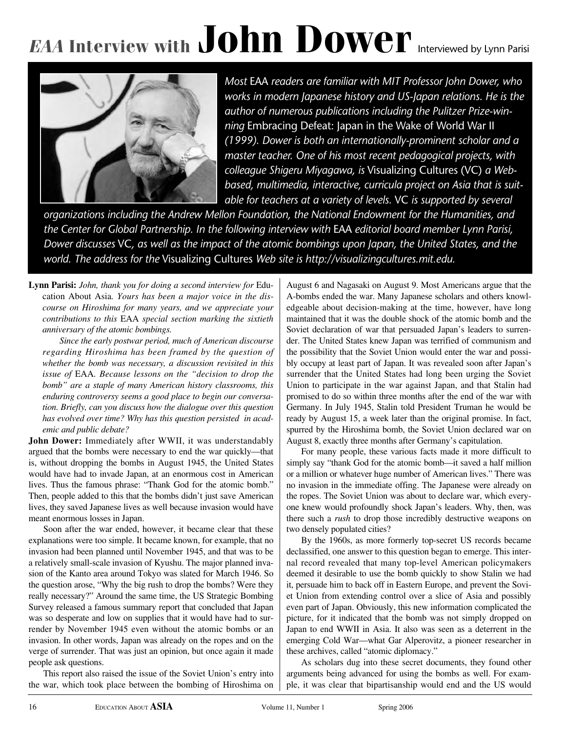# *EAA* Interview with John Dower

Interviewed by Lynn Parisi

*Most* EAA *readers are familiar with MIT Professor John Dower, who works in modern Japanese history and US-Japan relations. He is the author of numerous publications including the Pulitzer Prize-winning* Embracing Defeat: Japan in the Wake of World War II *(1999). Dower is both an internationally-prominent scholar and a master teacher. One of his most recent pedagogical projects, with colleague Shigeru Miyagawa, is* Visualizing Cultures (VC) *a Web-based, multimedia, interactive, curricula project on Asia that is suitable for teachers at a variety of levels.* VC *is supported by several organizations including the Andrew Mellon Foundation, the National Endowment for the Humanities, and the Center for Global Partnership. In the following interview with* EAA *editorial board member Lynn Parisi, Dower discusses* VC*, as well as the impact of the atomic bombings upon Japan, the United States, and the world. The address for the* Visualizing Cultures *Web site is http://visualizingcultures.mit.edu.*

**Lynn Parisi:** *John, thank you for doing a second interview for* Education About Asia*. Yours has been a major voice in the discourse on Hiroshima for many years, and we appreciate your contributions to this* EAA *special section marking the sixtieth anniversary of the atomic bombings.*

*Since the early postwar period, much of American discourse regarding Hiroshima has been framed by the question of whether the bomb was necessary, a discussion revisited in this issue of* EAA*. Because lessons on the "decision to drop the bomb" are a staple of many American history classrooms, this enduring controversy seems a good place to begin our conversation. Briefly, can you discuss how the dialogue over this question has evolved over time? Why has this question persisted in academic and public debate?*

**John Dower:** Immediately after WWII, it was understandably argued that the bombs were necessary to end the war quickly—that is, without dropping the bombs in August 1945, the United States would have had to invade Japan, at an enormous cost in American lives. Thus the famous phrase: "Thank God for the atomic bomb." Then, people added to this that the bombs didn't just save American lives, they saved Japanese lives as well because invasion would have meant enormous losses in Japan.

Soon after the war ended, however, it became clear that these explanations were too simple. It became known, for example, that no invasion had been planned until November 1945, and that was to be a relatively small-scale invasion of Kyushu. The major planned invasion of the Kanto area around Tokyo was slated for March 1946. So the question arose, "Why the big rush to drop the bombs? Were they really necessary?" Around the same time, the US Strategic Bombing Survey released a famous summary report that concluded that Japan was so desperate and low on supplies that it would have had to surrender by November 1945 even without the atomic bombs or an invasion. In other words, Japan was already on the ropes and on the verge of surrender. That was just an opinion, but once again it made people ask questions.

This report also raised the issue of the Soviet Union's entry into the war, which took place between the bombing of Hiroshima on August 6 and Nagasaki on August 9. Most Americans argue that the A-bombs ended the war. Many Japanese scholars and others knowledgeable about decision-making at the time, however, have long maintained that it was the double shock of the atomic bomb and the Soviet declaration of war that persuaded Japan's leaders to surrender. The United States knew Japan was terrified of communism and the possibility that the Soviet Union would enter the war and possibly occupy at least part of Japan. It was revealed soon after Japan's surrender that the United States had long been urging the Soviet Union to participate in the war against Japan, and that Stalin had promised to do so within three months after the end of the war with Germany. In July 1945, Stalin told President Truman he would be ready by August 15, a week later than the original promise. In fact, spurred by the Hiroshima bomb, the Soviet Union declared war on August 8, exactly three months after Germany's capitulation.

For many people, these various facts made it more difficult to simply say "thank God for the atomic bomb—it saved a half million or a million or whatever huge number of American lives." There was no invasion in the immediate offing. The Japanese were already on the ropes. The Soviet Union was about to declare war, which everyone knew would profoundly shock Japan's leaders. Why, then, was there such a *rush* to drop those incredibly destructive weapons on two densely populated cities?

By the 1960s, as more formerly top-secret US records became declassified, one answer to this question began to emerge. This internal record revealed that many top-level American policymakers deemed it desirable to use the bomb quickly to show Stalin we had it, persuade him to back off in Eastern Europe, and prevent the Soviet Union from extending control over a slice of Asia and possibly even part of Japan. Obviously, this new information complicated the picture, for it indicated that the bomb was not simply dropped on Japan to end WWII in Asia. It also was seen as a deterrent in the emerging Cold War—what Gar Alperovitz, a pioneer researcher in these archives, called "atomic diplomacy."

As scholars dug into these secret documents, they found other arguments being advanced for using the bombs as well. For example, it was clear that bipartisanship would end and the US would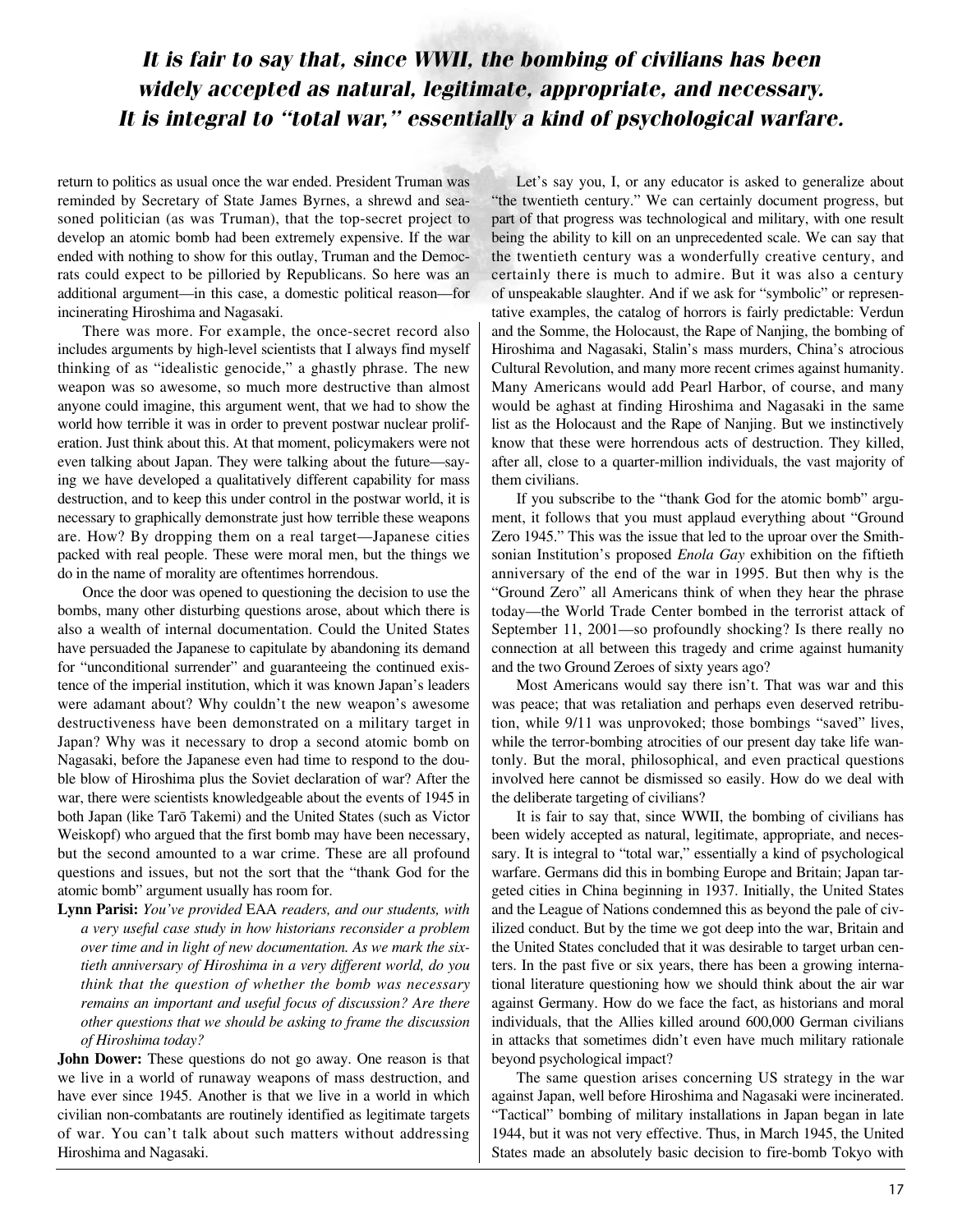***It is fair to say that, since WWII, the bombing of civilians has been widely accepted as natural, legitimate, appropriate, and necessary. It is integral to "total war," essentially a kind of psychological warfare.***

return to politics as usual once the war ended. President Truman was reminded by Secretary of State James Byrnes, a shrewd and seasoned politician (as was Truman), that the top-secret project to develop an atomic bomb had been extremely expensive. If the war ended with nothing to show for this outlay, Truman and the Democrats could expect to be pilloried by Republicans. So here was an additional argument—in this case, a domestic political reason—for incinerating Hiroshima and Nagasaki.

There was more. For example, the once-secret record also includes arguments by high-level scientists that I always find myself thinking of as "idealistic genocide," a ghastly phrase. The new weapon was so awesome, so much more destructive than almost anyone could imagine, this argument went, that we had to show the world how terrible it was in order to prevent postwar nuclear proliferation. Just think about this. At that moment, policymakers were not even talking about Japan. They were talking about the future—saying we have developed a qualitatively different capability for mass destruction, and to keep this under control in the postwar world, it is necessary to graphically demonstrate just how terrible these weapons are. How? By dropping them on a real target—Japanese cities packed with real people. These were moral men, but the things we do in the name of morality are oftentimes horrendous.

Once the door was opened to questioning the decision to use the bombs, many other disturbing questions arose, about which there is also a wealth of internal documentation. Could the United States have persuaded the Japanese to capitulate by abandoning its demand for "unconditional surrender" and guaranteeing the continued existence of the imperial institution, which it was known Japan's leaders were adamant about? Why couldn't the new weapon's awesome destructiveness have been demonstrated on a military target in Japan? Why was it necessary to drop a second atomic bomb on Nagasaki, before the Japanese even had time to respond to the double blow of Hiroshima plus the Soviet declaration of war? After the war, there were scientists knowledgeable about the events of 1945 in both Japan (like Tarō Takemi) and the United States (such as Victor Weiskopf) who argued that the first bomb may have been necessary, but the second amounted to a war crime. These are all profound questions and issues, but not the sort that the "thank God for the atomic bomb" argument usually has room for.

**Lynn Parisi:** *You've provided* EAA *readers, and our students, with a very useful case study in how historians reconsider a problem over time and in light of new documentation. As we mark the sixtieth anniversary of Hiroshima in a very different world, do you think that the question of whether the bomb was necessary remains an important and useful focus of discussion? Are there other questions that we should be asking to frame the discussion of Hiroshima today?*

**John Dower:** These questions do not go away. One reason is that we live in a world of runaway weapons of mass destruction, and have ever since 1945. Another is that we live in a world in which civilian non-combatants are routinely identified as legitimate targets of war. You can't talk about such matters without addressing Hiroshima and Nagasaki.

Let's say you, I, or any educator is asked to generalize about "the twentieth century." We can certainly document progress, but part of that progress was technological and military, with one result being the ability to kill on an unprecedented scale. We can say that the twentieth century was a wonderfully creative century, and certainly there is much to admire. But it was also a century of unspeakable slaughter. And if we ask for "symbolic" or representative examples, the catalog of horrors is fairly predictable: Verdun and the Somme, the Holocaust, the Rape of Nanjing, the bombing of Hiroshima and Nagasaki, Stalin's mass murders, China's atrocious Cultural Revolution, and many more recent crimes against humanity. Many Americans would add Pearl Harbor, of course, and many would be aghast at finding Hiroshima and Nagasaki in the same list as the Holocaust and the Rape of Nanjing. But we instinctively know that these were horrendous acts of destruction. They killed, after all, close to a quarter-million individuals, the vast majority of them civilians.

If you subscribe to the "thank God for the atomic bomb" argument, it follows that you must applaud everything about "Ground Zero 1945." This was the issue that led to the uproar over the Smithsonian Institution's proposed *Enola Gay* exhibition on the fiftieth anniversary of the end of the war in 1995. But then why is the "Ground Zero" all Americans think of when they hear the phrase today—the World Trade Center bombed in the terrorist attack of September 11, 2001—so profoundly shocking? Is there really no connection at all between this tragedy and crime against humanity and the two Ground Zeroes of sixty years ago?

Most Americans would say there isn't. That was war and this was peace; that was retaliation and perhaps even deserved retribution, while 9/11 was unprovoked; those bombings "saved" lives, while the terror-bombing atrocities of our present day take life wantonly. But the moral, philosophical, and even practical questions involved here cannot be dismissed so easily. How do we deal with the deliberate targeting of civilians?

It is fair to say that, since WWII, the bombing of civilians has been widely accepted as natural, legitimate, appropriate, and necessary. It is integral to "total war," essentially a kind of psychological warfare. Germans did this in bombing Europe and Britain; Japan targeted cities in China beginning in 1937. Initially, the United States and the League of Nations condemned this as beyond the pale of civilized conduct. But by the time we got deep into the war, Britain and the United States concluded that it was desirable to target urban centers. In the past five or six years, there has been a growing international literature questioning how we should think about the air war against Germany. How do we face the fact, as historians and moral individuals, that the Allies killed around 600,000 German civilians in attacks that sometimes didn't even have much military rationale beyond psychological impact?

The same question arises concerning US strategy in the war against Japan, well before Hiroshima and Nagasaki were incinerated. "Tactical" bombing of military installations in Japan began in late 1944, but it was not very effective. Thus, in March 1945, the United States made an absolutely basic decision to fire-bomb Tokyo with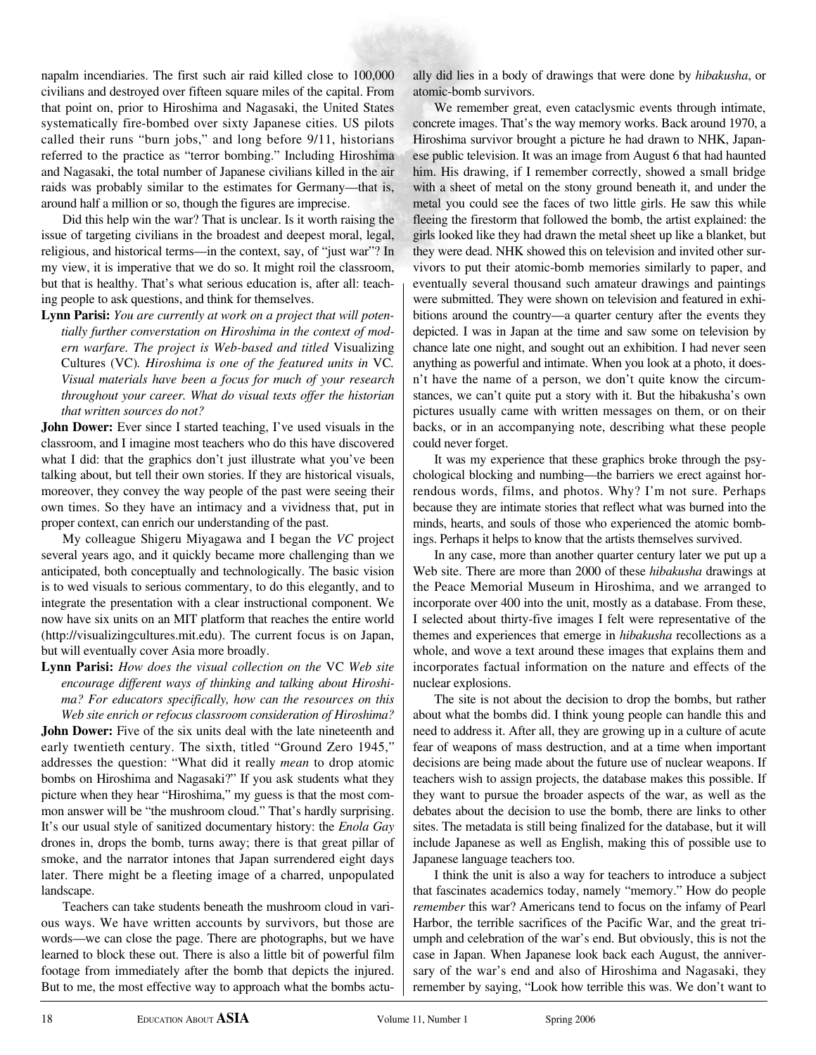napalm incendiaries. The first such air raid killed close to 100,000 civilians and destroyed over fifteen square miles of the capital. From that point on, prior to Hiroshima and Nagasaki, the United States systematically fire-bombed over sixty Japanese cities. US pilots called their runs "burn jobs," and long before 9/11, historians referred to the practice as "terror bombing." Including Hiroshima and Nagasaki, the total number of Japanese civilians killed in the air raids was probably similar to the estimates for Germany—that is, around half a million or so, though the figures are imprecise.

Did this help win the war? That is unclear. Is it worth raising the issue of targeting civilians in the broadest and deepest moral, legal, religious, and historical terms—in the context, say, of "just war"? In my view, it is imperative that we do so. It might roil the classroom, but that is healthy. That's what serious education is, after all: teaching people to ask questions, and think for themselves.

**Lynn Parisi:** *You are currently at work on a project that will potentially further converstation on Hiroshima in the context of modern warfare. The project is Web-based and titled* Visualizing Cultures (VC). *Hiroshima is one of the featured units in* VC. *Visual materials have been a focus for much of your research throughout your career. What do visual texts offer the historian that written sources do not?*

**John Dower:** Ever since I started teaching, I've used visuals in the classroom, and I imagine most teachers who do this have discovered what I did: that the graphics don't just illustrate what you've been talking about, but tell their own stories. If they are historical visuals, moreover, they convey the way people of the past were seeing their own times. So they have an intimacy and a vividness that, put in proper context, can enrich our understanding of the past.

My colleague Shigeru Miyagawa and I began the *VC* project several years ago, and it quickly became more challenging than we anticipated, both conceptually and technologically. The basic vision is to wed visuals to serious commentary, to do this elegantly, and to integrate the presentation with a clear instructional component. We now have six units on an MIT platform that reaches the entire world (http://visualizingcultures.mit.edu). The current focus is on Japan, but will eventually cover Asia more broadly.

**Lynn Parisi:** *How does the visual collection on the* VC *Web site encourage different ways of thinking and talking about Hiroshima? For educators specifically, how can the resources on this Web site enrich or refocus classroom consideration of Hiroshima?*

**John Dower:** Five of the six units deal with the late nineteenth and early twentieth century. The sixth, titled "Ground Zero 1945," addresses the question: "What did it really *mean* to drop atomic bombs on Hiroshima and Nagasaki?" If you ask students what they picture when they hear "Hiroshima," my guess is that the most common answer will be "the mushroom cloud." That's hardly surprising. It's our usual style of sanitized documentary history: the *Enola Gay* drones in, drops the bomb, turns away; there is that great pillar of smoke, and the narrator intones that Japan surrendered eight days later. There might be a fleeting image of a charred, unpopulated landscape.

Teachers can take students beneath the mushroom cloud in various ways. We have written accounts by survivors, but those are words—we can close the page. There are photographs, but we have learned to block these out. There is also a little bit of powerful film footage from immediately after the bomb that depicts the injured. But to me, the most effective way to approach what the bombs actually did lies in a body of drawings that were done by *hibakusha*, or atomic-bomb survivors.

We remember great, even cataclysmic events through intimate, concrete images. That's the way memory works. Back around 1970, a Hiroshima survivor brought a picture he had drawn to NHK, Japanese public television. It was an image from August 6 that had haunted him. His drawing, if I remember correctly, showed a small bridge with a sheet of metal on the stony ground beneath it, and under the metal you could see the faces of two little girls. He saw this while fleeing the firestorm that followed the bomb, the artist explained: the girls looked like they had drawn the metal sheet up like a blanket, but they were dead. NHK showed this on television and invited other survivors to put their atomic-bomb memories similarly to paper, and eventually several thousand such amateur drawings and paintings were submitted. They were shown on television and featured in exhibitions around the country—a quarter century after the events they depicted. I was in Japan at the time and saw some on television by chance late one night, and sought out an exhibition. I had never seen anything as powerful and intimate. When you look at a photo, it doesn't have the name of a person, we don't quite know the circumstances, we can't quite put a story with it. But the hibakusha's own pictures usually came with written messages on them, or on their backs, or in an accompanying note, describing what these people could never forget.

It was my experience that these graphics broke through the psychological blocking and numbing—the barriers we erect against horrendous words, films, and photos. Why? I'm not sure. Perhaps because they are intimate stories that reflect what was burned into the minds, hearts, and souls of those who experienced the atomic bombings. Perhaps it helps to know that the artists themselves survived.

In any case, more than another quarter century later we put up a Web site. There are more than 2000 of these *hibakusha* drawings at the Peace Memorial Museum in Hiroshima, and we arranged to incorporate over 400 into the unit, mostly as a database. From these, I selected about thirty-five images I felt were representative of the themes and experiences that emerge in *hibakusha* recollections as a whole, and wove a text around these images that explains them and incorporates factual information on the nature and effects of the nuclear explosions.

The site is not about the decision to drop the bombs, but rather about what the bombs did. I think young people can handle this and need to address it. After all, they are growing up in a culture of acute fear of weapons of mass destruction, and at a time when important decisions are being made about the future use of nuclear weapons. If teachers wish to assign projects, the database makes this possible. If they want to pursue the broader aspects of the war, as well as the debates about the decision to use the bomb, there are links to other sites. The metadata is still being finalized for the database, but it will include Japanese as well as English, making this of possible use to Japanese language teachers too.

I think the unit is also a way for teachers to introduce a subject that fascinates academics today, namely "memory." How do people *remember* this war? Americans tend to focus on the infamy of Pearl Harbor, the terrible sacrifices of the Pacific War, and the great triumph and celebration of the war's end. But obviously, this is not the case in Japan. When Japanese look back each August, the anniversary of the war's end and also of Hiroshima and Nagasaki, they remember by saying, "Look how terrible this was. We don't want to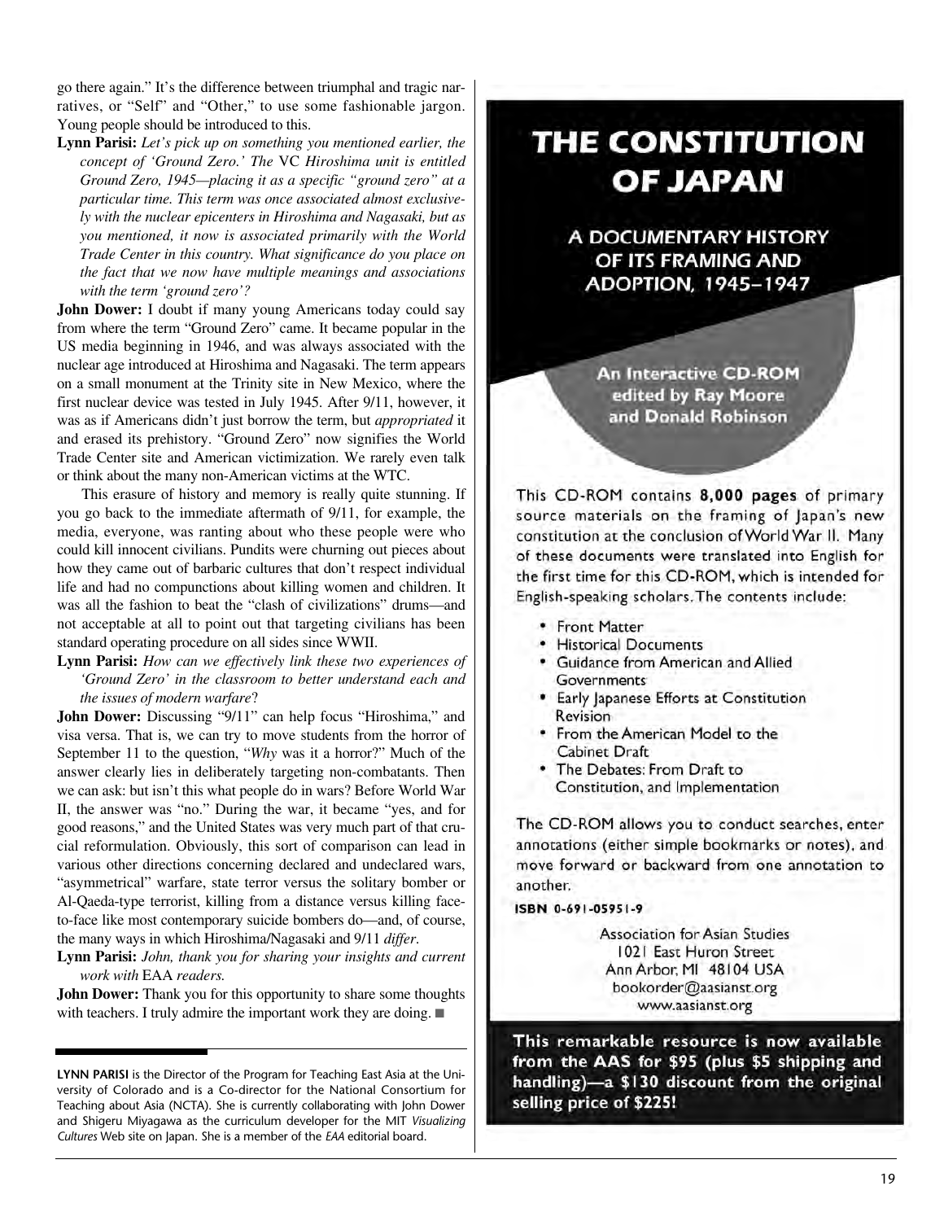go there again." It's the difference between triumphal and tragic narratives, or "Self" and "Other," to use some fashionable jargon. Young people should be introduced to this.

**Lynn Parisi:** *Let's pick up on something you mentioned earlier, the concept of 'Ground Zero.' The* VC *Hiroshima unit is entitled Ground Zero, 1945—placing it as a specific "ground zero" at a particular time. This term was once associated almost exclusively with the nuclear epicenters in Hiroshima and Nagasaki, but as you mentioned, it now is associated primarily with the World Trade Center in this country. What significance do you place on the fact that we now have multiple meanings and associations with the term 'ground zero'?*

**John Dower:** I doubt if many young Americans today could say from where the term "Ground Zero" came. It became popular in the US media beginning in 1946, and was always associated with the nuclear age introduced at Hiroshima and Nagasaki. The term appears on a small monument at the Trinity site in New Mexico, where the first nuclear device was tested in July 1945. After 9/11, however, it was as if Americans didn't just borrow the term, but *appropriated* it and erased its prehistory. "Ground Zero" now signifies the World Trade Center site and American victimization. We rarely even talk or think about the many non-American victims at the WTC.

This erasure of history and memory is really quite stunning. If you go back to the immediate aftermath of 9/11, for example, the media, everyone, was ranting about who these people were who could kill innocent civilians. Pundits were churning out pieces about how they came out of barbaric cultures that don't respect individual life and had no compunctions about killing women and children. It was all the fashion to beat the "clash of civilizations" drums—and not acceptable at all to point out that targeting civilians has been standard operating procedure on all sides since WWII.

**Lynn Parisi:** *How can we effectively link these two experiences of 'Ground Zero' in the classroom to better understand each and the issues of modern warfare*?

**John Dower:** Discussing "9/11" can help focus "Hiroshima," and visa versa. That is, we can try to move students from the horror of September 11 to the question, "*Why* was it a horror?" Much of the answer clearly lies in deliberately targeting non-combatants. Then we can ask: but isn't this what people do in wars? Before World War II, the answer was "no." During the war, it became "yes, and for good reasons," and the United States was very much part of that crucial reformulation. Obviously, this sort of comparison can lead in various other directions concerning declared and undeclared wars, "asymmetrical" warfare, state terror versus the solitary bomber or Al-Qaeda-type terrorist, killing from a distance versus killing face-to-face like most contemporary suicide bombers do—and, of course, the many ways in which Hiroshima/Nagasaki and 9/11 *differ*.

**Lynn Parisi:** *John, thank you for sharing your insights and current work with* EAA *readers.*

**John Dower:** Thank you for this opportunity to share some thoughts with teachers. I truly admire the important work they are doing. ■

**LYNN PARISI** is the Director of the Program for Teaching East Asia at the University of Colorado and is a Co-director for the National Consortium for Teaching about Asia (NCTA). She is currently collaborating with John Dower and Shigeru Miyagawa as the curriculum developer for the MIT *Visualizing Cultures* Web site on Japan. She is a member of the *EAA* editorial board.

# THE CONSTITUTION OF JAPAN

## A DOCUMENTARY HISTORY OF ITS FRAMING AND ADOPTION, 1945–1947

**An Interactive CD-ROM edited by Ray Moore and Donald Robinson**

This CD-ROM contains **8,000 pages** of primary source materials on the framing of Japan's new constitution at the conclusion of World War II. Many of these documents were translated into English for the first time for this CD-ROM, which is intended for English-speaking scholars. The contents include:

- Front Matter
- Historical Documents
- Guidance from American and Allied Governments
- Early Japanese Efforts at Constitution Revision
- From the American Model to the Cabinet Draft
- The Debates: From Draft to Constitution, and Implementation

The CD-ROM allows you to conduct searches, enter annotations (either simple bookmarks or notes), and move forward or backward from one annotation to another.

**ISBN 0-691-05951-9**

Association for Asian Studies
1021 East Huron Street
Ann Arbor, MI 48104 USA
bookorder@aasianst.org
www.aasianst.org

**This remarkable resource is now available from the AAS for $95 (plus $5 shipping and handling)—a $130 discount from the original selling price of $225!**